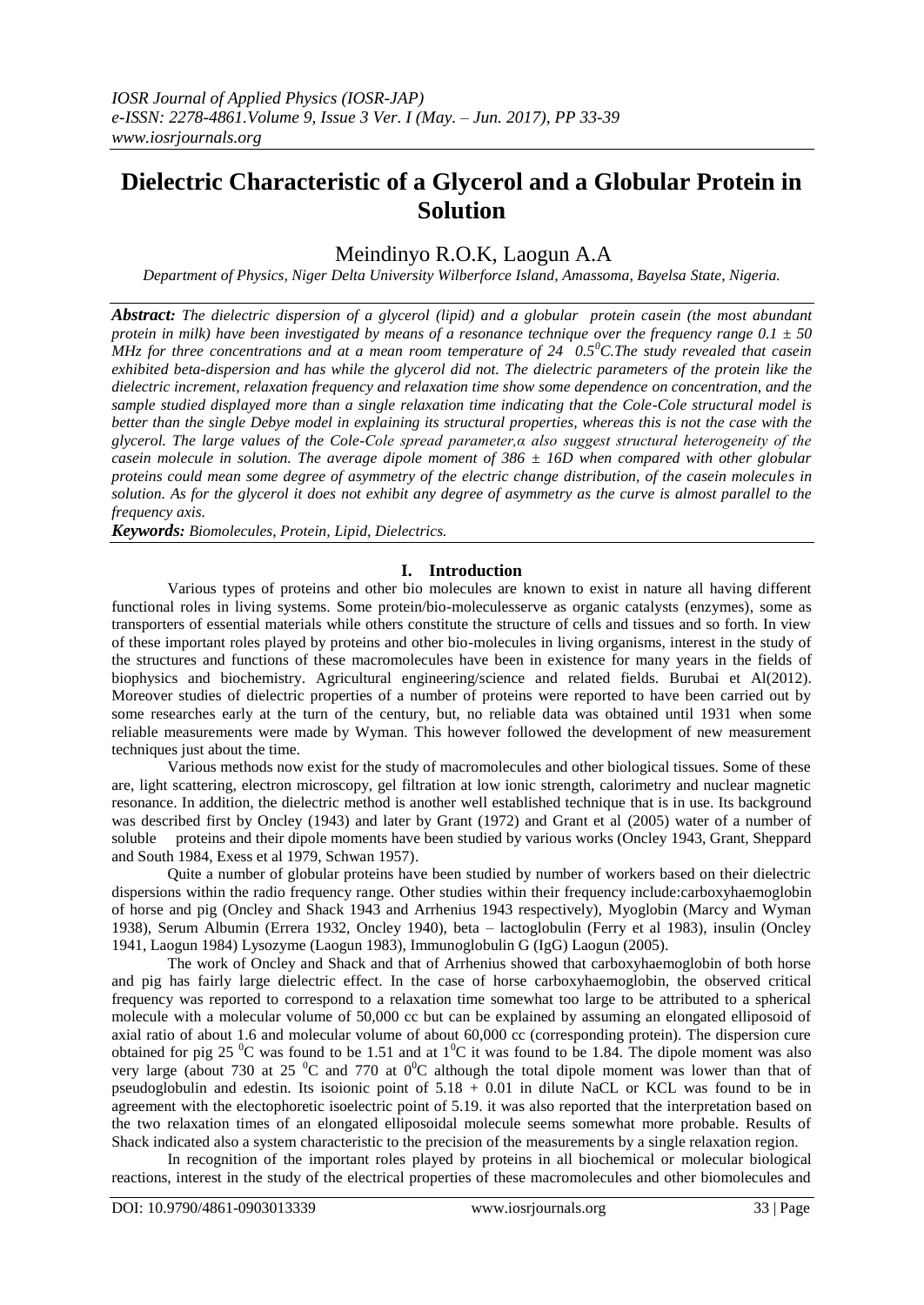# Dielectric Characteristic of a Glycerol and a Globular Protein in Solution

## Meindinyo R.O.K, Laogun A.A

*Department of Physics, Niger Delta University Wilberforce Island, Amassoma, Bayelsa State, Nigeria.*

***Abstract:** The dielectric dispersion of a glycerol (lipid) and a globular protein casein (the most abundant protein in milk) have been investigated by means of a resonance technique over the frequency range 0.1 ± 50 MHz for three concentrations and at a mean room temperature of 24 0.5$^0$C.The study revealed that casein exhibited beta-dispersion and has while the glycerol did not. The dielectric parameters of the protein like the dielectric increment, relaxation frequency and relaxation time show some dependence on concentration, and the sample studied displayed more than a single relaxation time indicating that the Cole-Cole structural model is better than the single Debye model in explaining its structural properties, whereas this is not the case with the glycerol. The large values of the Cole-Cole spread parameter,α also suggest structural heterogeneity of the casein molecule in solution. The average dipole moment of 386 ± 16D when compared with other globular proteins could mean some degree of asymmetry of the electric change distribution, of the casein molecules in solution. As for the glycerol it does not exhibit any degree of asymmetry as the curve is almost parallel to the frequency axis.*

***Keywords:** Biomolecules, Protein, Lipid, Dielectrics.*

## I. Introduction

Various types of proteins and other bio molecules are known to exist in nature all having different functional roles in living systems. Some protein/bio-moleculesserve as organic catalysts (enzymes), some as transporters of essential materials while others constitute the structure of cells and tissues and so forth. In view of these important roles played by proteins and other bio-molecules in living organisms, interest in the study of the structures and functions of these macromolecules have been in existence for many years in the fields of biophysics and biochemistry. Agricultural engineering/science and related fields. Burubai et Al(2012). Moreover studies of dielectric properties of a number of proteins were reported to have been carried out by some researches early at the turn of the century, but, no reliable data was obtained until 1931 when some reliable measurements were made by Wyman. This however followed the development of new measurement techniques just about the time.

Various methods now exist for the study of macromolecules and other biological tissues. Some of these are, light scattering, electron microscopy, gel filtration at low ionic strength, calorimetry and nuclear magnetic resonance. In addition, the dielectric method is another well established technique that is in use. Its background was described first by Oncley (1943) and later by Grant (1972) and Grant et al (2005) water of a number of soluble proteins and their dipole moments have been studied by various works (Oncley 1943, Grant, Sheppard and South 1984, Exess et al 1979, Schwan 1957).

Quite a number of globular proteins have been studied by number of workers based on their dielectric dispersions within the radio frequency range. Other studies within their frequency include:carboxyhaemoglobin of horse and pig (Oncley and Shack 1943 and Arrhenius 1943 respectively), Myoglobin (Marcy and Wyman 1938), Serum Albumin (Errera 1932, Oncley 1940), beta – lactoglobulin (Ferry et al 1983), insulin (Oncley 1941, Laogun 1984) Lysozyme (Laogun 1983), Immunoglobulin G (IgG) Laogun (2005).

The work of Oncley and Shack and that of Arrhenius showed that carboxyhaemoglobin of both horse and pig has fairly large dielectric effect. In the case of horse carboxyhaemoglobin, the observed critical frequency was reported to correspond to a relaxation time somewhat too large to be attributed to a spherical molecule with a molecular volume of 50,000 cc but can be explained by assuming an elongated elliposoid of axial ratio of about 1.6 and molecular volume of about 60,000 cc (corresponding protein). The dispersion cure obtained for pig 25 $^0$C was found to be 1.51 and at 1$^0$C it was found to be 1.84. The dipole moment was also very large (about 730 at 25 $^0$C and 770 at 0$^0$C although the total dipole moment was lower than that of pseudoglobulin and edestin. Its isoionic point of 5.18 + 0.01 in dilute NaCL or KCL was found to be in agreement with the electophoretic isoelectric point of 5.19. it was also reported that the interpretation based on the two relaxation times of an elongated elliposoidal molecule seems somewhat more probable. Results of Shack indicated also a system characteristic to the precision of the measurements by a single relaxation region.

In recognition of the important roles played by proteins in all biochemical or molecular biological reactions, interest in the study of the electrical properties of these macromolecules and other biomolecules and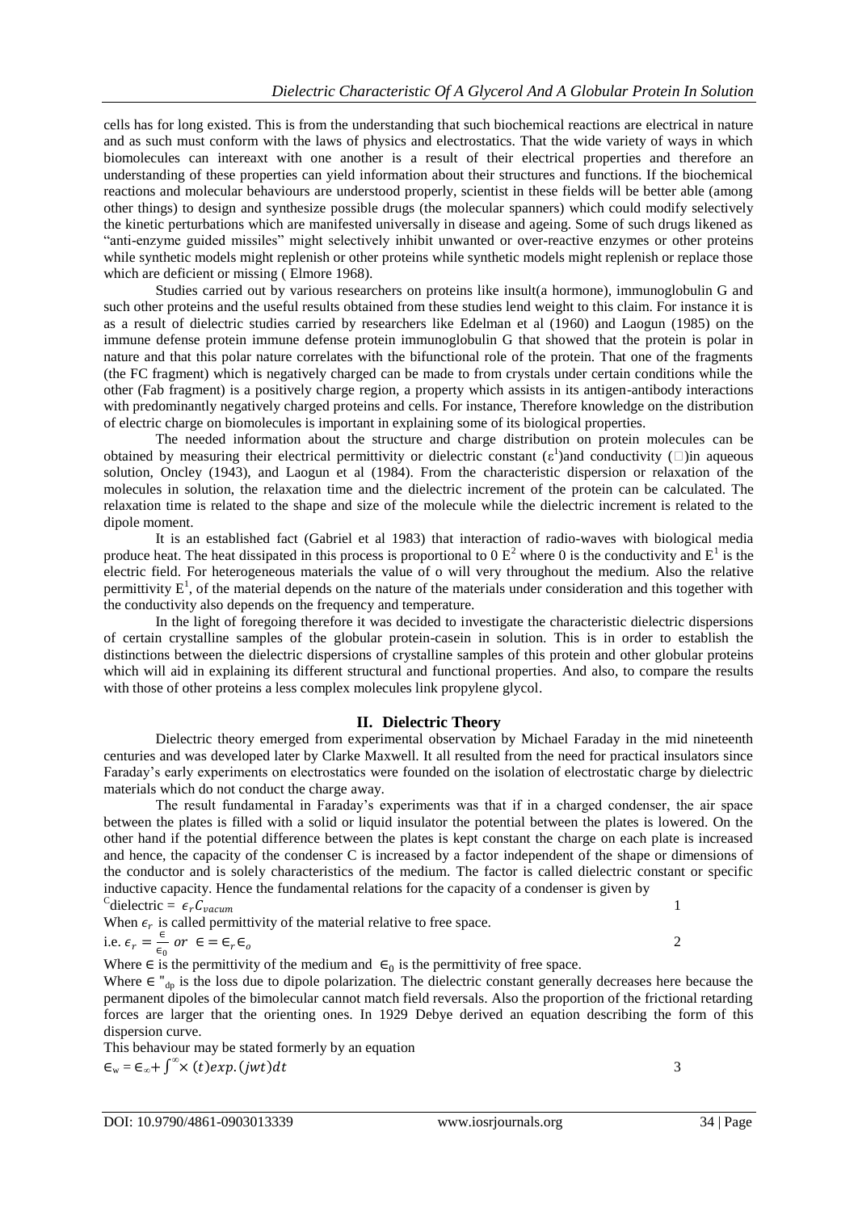cells has for long existed. This is from the understanding that such biochemical reactions are electrical in nature and as such must conform with the laws of physics and electrostatics. That the wide variety of ways in which biomolecules can intereaxt with one another is a result of their electrical properties and therefore an understanding of these properties can yield information about their structures and functions. If the biochemical reactions and molecular behaviours are understood properly, scientist in these fields will be better able (among other things) to design and synthesize possible drugs (the molecular spanners) which could modify selectively the kinetic perturbations which are manifested universally in disease and ageing. Some of such drugs likened as "anti-enzyme guided missiles" might selectively inhibit unwanted or over-reactive enzymes or other proteins while synthetic models might replenish or other proteins while synthetic models might replenish or replace those which are deficient or missing ( Elmore 1968).

Studies carried out by various researchers on proteins like insult(a hormone), immunoglobulin G and such other proteins and the useful results obtained from these studies lend weight to this claim. For instance it is as a result of dielectric studies carried by researchers like Edelman et al (1960) and Laogun (1985) on the immune defense protein immune defense protein immunoglobulin G that showed that the protein is polar in nature and that this polar nature correlates with the bifunctional role of the protein. That one of the fragments (the FC fragment) which is negatively charged can be made to from crystals under certain conditions while the other (Fab fragment) is a positively charge region, a property which assists in its antigen-antibody interactions with predominantly negatively charged proteins and cells. For instance, Therefore knowledge on the distribution of electric charge on biomolecules is important in explaining some of its biological properties.

The needed information about the structure and charge distribution on protein molecules can be obtained by measuring their electrical permittivity or dielectric constant ($\varepsilon^1$)and conductivity (□)in aqueous solution, Oncley (1943), and Laogun et al (1984). From the characteristic dispersion or relaxation of the molecules in solution, the relaxation time and the dielectric increment of the protein can be calculated. The relaxation time is related to the shape and size of the molecule while the dielectric increment is related to the dipole moment.

It is an established fact (Gabriel et al 1983) that interaction of radio-waves with biological media produce heat. The heat dissipated in this process is proportional to 0 $E^2$ where 0 is the conductivity and $E^1$ is the electric field. For heterogeneous materials the value of o will very throughout the medium. Also the relative permittivity $E^1$, of the material depends on the nature of the materials under consideration and this together with the conductivity also depends on the frequency and temperature.

In the light of foregoing therefore it was decided to investigate the characteristic dielectric dispersions of certain crystalline samples of the globular protein-casein in solution. This is in order to establish the distinctions between the dielectric dispersions of crystalline samples of this protein and other globular proteins which will aid in explaining its different structural and functional properties. And also, to compare the results with those of other proteins a less complex molecules link propylene glycol.

## II. Dielectric Theory

Dielectric theory emerged from experimental observation by Michael Faraday in the mid nineteenth centuries and was developed later by Clarke Maxwell. It all resulted from the need for practical insulators since Faraday's early experiments on electrostatics were founded on the isolation of electrostatic charge by dielectric materials which do not conduct the charge away.

The result fundamental in Faraday's experiments was that if in a charged condenser, the air space between the plates is filled with a solid or liquid insulator the potential between the plates is lowered. On the other hand if the potential difference between the plates is kept constant the charge on each plate is increased and hence, the capacity of the condenser C is increased by a factor independent of the shape or dimensions of the conductor and is solely characteristics of the medium. The factor is called dielectric constant or specific inductive capacity. Hence the fundamental relations for the capacity of a condenser is given by

$${}^{C}\text{dielectric} = \epsilon_r C_{vacum} \qquad 1$$

When $\epsilon_r$ is called permittivity of the material relative to free space.

$$\text{i.e. } \epsilon_r = \frac{\epsilon}{\epsilon_0} \text{ or } \in = \in_r \in_o \qquad 2$$

Where $\in$ is the permittivity of the medium and $\in_0$ is the permittivity of free space.

Where $\in''_{dp}$ is the loss due to dipole polarization. The dielectric constant generally decreases here because the permanent dipoles of the bimolecular cannot match field reversals. Also the proportion of the frictional retarding forces are larger that the orienting ones. In 1929 Debye derived an equation describing the form of this dispersion curve.

This behaviour may be stated formerly by an equation

$$\in_w = \in_\infty + \int^\infty \times (t) exp.(jwt)dt \qquad 3$$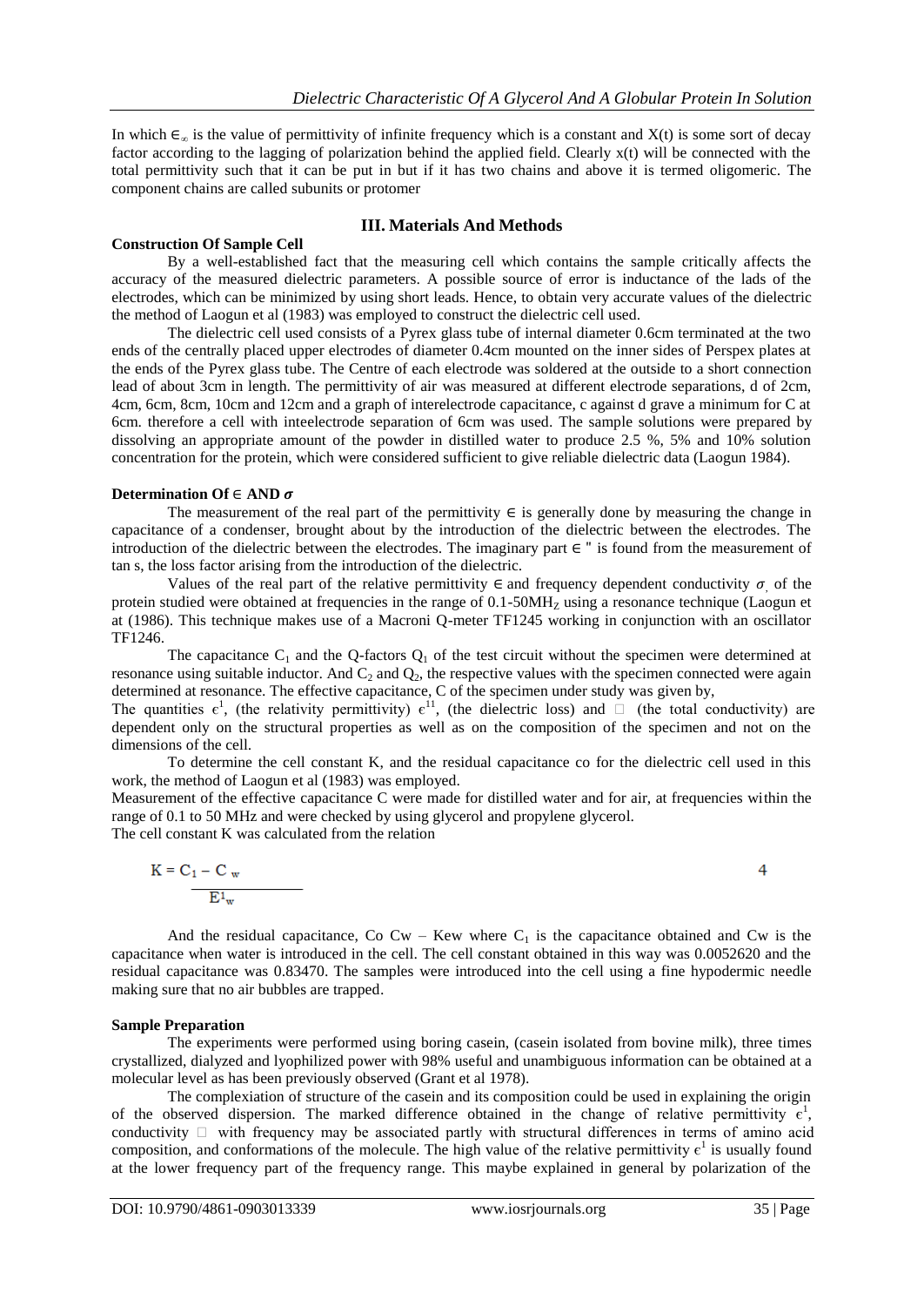In which $\in_{\infty}$ is the value of permittivity of infinite frequency which is a constant and X(t) is some sort of decay factor according to the lagging of polarization behind the applied field. Clearly x(t) will be connected with the total permittivity such that it can be put in but if it has two chains and above it is termed oligomeric. The component chains are called subunits or protomer

## III. Materials And Methods

**Construction Of Sample Cell**

By a well-established fact that the measuring cell which contains the sample critically affects the accuracy of the measured dielectric parameters. A possible source of error is inductance of the lads of the electrodes, which can be minimized by using short leads. Hence, to obtain very accurate values of the dielectric the method of Laogun et al (1983) was employed to construct the dielectric cell used.

The dielectric cell used consists of a Pyrex glass tube of internal diameter 0.6cm terminated at the two ends of the centrally placed upper electrodes of diameter 0.4cm mounted on the inner sides of Perspex plates at the ends of the Pyrex glass tube. The Centre of each electrode was soldered at the outside to a short connection lead of about 3cm in length. The permittivity of air was measured at different electrode separations, d of 2cm, 4cm, 6cm, 8cm, 10cm and 12cm and a graph of interelectrode capacitance, c against d grave a minimum for C at 6cm. therefore a cell with inteelectrode separation of 6cm was used. The sample solutions were prepared by dissolving an appropriate amount of the powder in distilled water to produce 2.5 %, 5% and 10% solution concentration for the protein, which were considered sufficient to give reliable dielectric data (Laogun 1984).

**Determination Of $\in$ AND $\sigma$**

The measurement of the real part of the permittivity $\in$ is generally done by measuring the change in capacitance of a condenser, brought about by the introduction of the dielectric between the electrodes. The introduction of the dielectric between the electrodes. The imaginary part $\in$ " is found from the measurement of tan s, the loss factor arising from the introduction of the dielectric.

Values of the real part of the relative permittivity $\in$ and frequency dependent conductivity $\sigma$ of the protein studied were obtained at frequencies in the range of 0.1-50$MH_Z$ using a resonance technique (Laogun et at (1986). This technique makes use of a Macroni Q-meter TF1245 working in conjunction with an oscillator TF1246.

The capacitance $C_1$ and the Q-factors $Q_1$ of the test circuit without the specimen were determined at resonance using suitable inductor. And $C_2$ and $Q_2$, the respective values with the specimen connected were again determined at resonance. The effective capacitance, C of the specimen under study was given by,

The quantities $\epsilon^1$, (the relativity permittivity) $\epsilon^{11}$, (the dielectric loss) and $\sigma$ (the total conductivity) are dependent only on the structural properties as well as on the composition of the specimen and not on the dimensions of the cell.

To determine the cell constant K, and the residual capacitance co for the dielectric cell used in this work, the method of Laogun et al (1983) was employed.

Measurement of the effective capacitance C were made for distilled water and for air, at frequencies within the range of 0.1 to 50 MHz and were checked by using glycerol and propylene glycerol.

The cell constant K was calculated from the relation

$$K = \frac{C_1 - C_w}{E^1_w} \quad 4$$

And the residual capacitance, Co Cw – Kew where $C_1$ is the capacitance obtained and Cw is the capacitance when water is introduced in the cell. The cell constant obtained in this way was 0.0052620 and the residual capacitance was 0.83470. The samples were introduced into the cell using a fine hypodermic needle making sure that no air bubbles are trapped.

**Sample Preparation**

The experiments were performed using boring casein, (casein isolated from bovine milk), three times crystallized, dialyzed and lyophilized power with 98% useful and unambiguous information can be obtained at a molecular level as has been previously observed (Grant et al 1978).

The complexiation of structure of the casein and its composition could be used in explaining the origin of the observed dispersion. The marked difference obtained in the change of relative permittivity $\epsilon^1$, conductivity $\sigma$ with frequency may be associated partly with structural differences in terms of amino acid composition, and conformations of the molecule. The high value of the relative permittivity $\epsilon^1$ is usually found at the lower frequency part of the frequency range. This maybe explained in general by polarization of the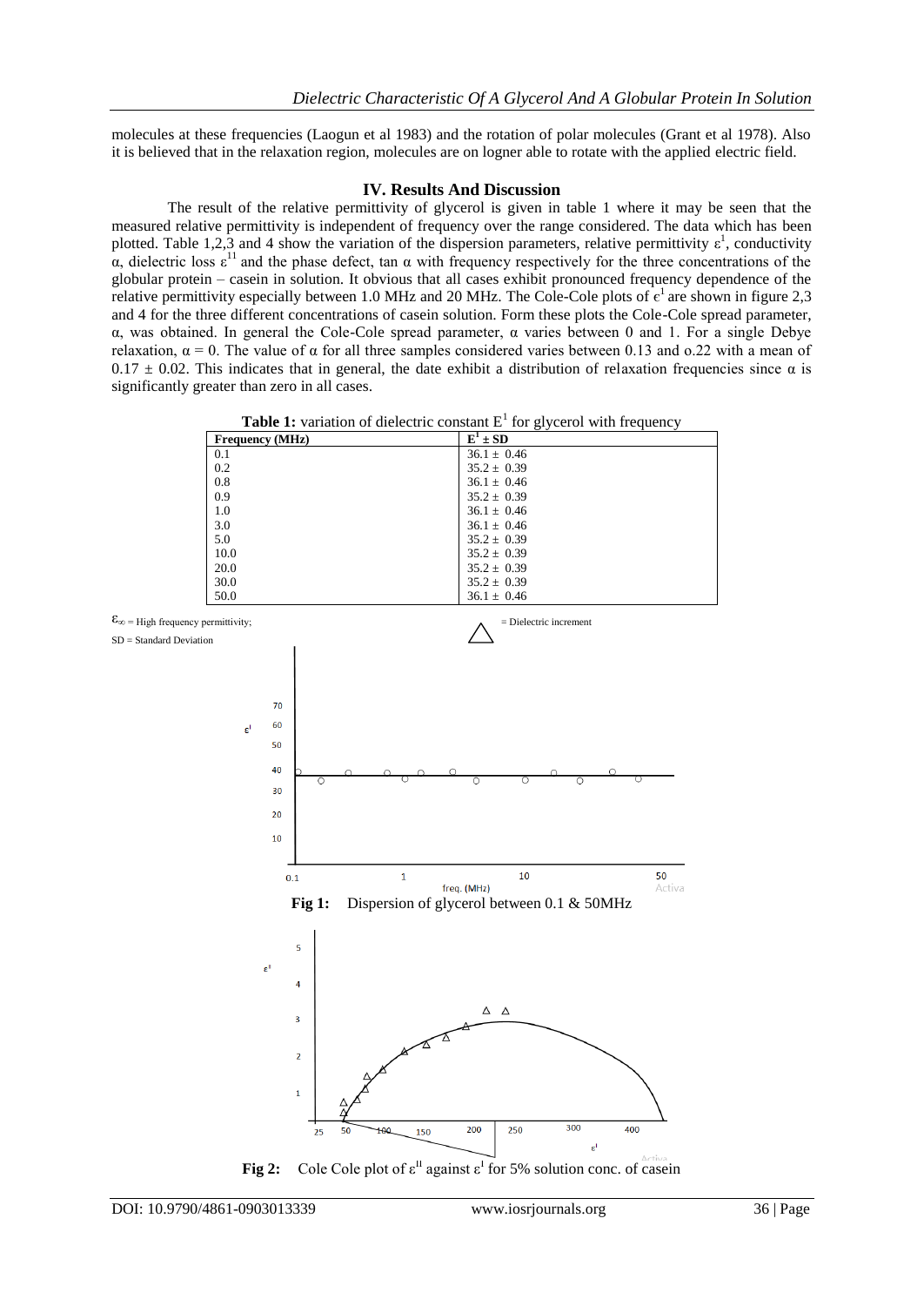molecules at these frequencies (Laogun et al 1983) and the rotation of polar molecules (Grant et al 1978). Also it is believed that in the relaxation region, molecules are on logner able to rotate with the applied electric field.

## IV. Results And Discussion

The result of the relative permittivity of glycerol is given in table 1 where it may be seen that the measured relative permittivity is independent of frequency over the range considered. The data which has been plotted. Table 1,2,3 and 4 show the variation of the dispersion parameters, relative permittivity $\varepsilon^1$, conductivity $\alpha$, dielectric loss $\varepsilon^{11}$ and the phase defect, tan $\alpha$ with frequency respectively for the three concentrations of the globular protein – casein in solution. It obvious that all cases exhibit pronounced frequency dependence of the relative permittivity especially between 1.0 MHz and 20 MHz. The Cole-Cole plots of $\varepsilon^1$ are shown in figure 2,3 and 4 for the three different concentrations of casein solution. Form these plots the Cole-Cole spread parameter, $\alpha$, was obtained. In general the Cole-Cole spread parameter, $\alpha$ varies between 0 and 1. For a single Debye relaxation, $\alpha = 0$. The value of $\alpha$ for all three samples considered varies between 0.13 and o.22 with a mean of $0.17 \pm 0.02$. This indicates that in general, the date exhibit a distribution of relaxation frequencies since $\alpha$ is significantly greater than zero in all cases.

**Table 1:** variation of dielectric constant $E^1$ for glycerol with frequency

| Frequency (MHz) | $E^1 \pm$ SD |
|---|---|
| 0.1 | $36.1 \pm 0.46$ |
| 0.2 | $35.2 \pm 0.39$ |
| 0.8 | $36.1 \pm 0.46$ |
| 0.9 | $35.2 \pm 0.39$ |
| 1.0 | $36.1 \pm 0.46$ |
| 3.0 | $36.1 \pm 0.46$ |
| 5.0 | $35.2 \pm 0.39$ |
| 10.0 | $35.2 \pm 0.39$ |
| 20.0 | $35.2 \pm 0.39$ |
| 30.0 | $35.2 \pm 0.39$ |
| 50.0 | $36.1 \pm 0.46$ |

$\varepsilon_\infty$ = High frequency permittivity; $\triangle$ = Dielectric increment

SD = Standard Deviation

$\varepsilon^1$
70
60
50
40
30
20
10
0.1
1
10
50
freq. (MHz)

**Fig 1:** Dispersion of glycerol between 0.1 & 50MHz

$\varepsilon^1$
5
4
3
2
1
25
50
100
150
200
250
300
400
$\varepsilon^1$

**Fig 2:** Cole Cole plot of $\varepsilon^{11}$ against $\varepsilon^1$ for 5% solution conc. of casein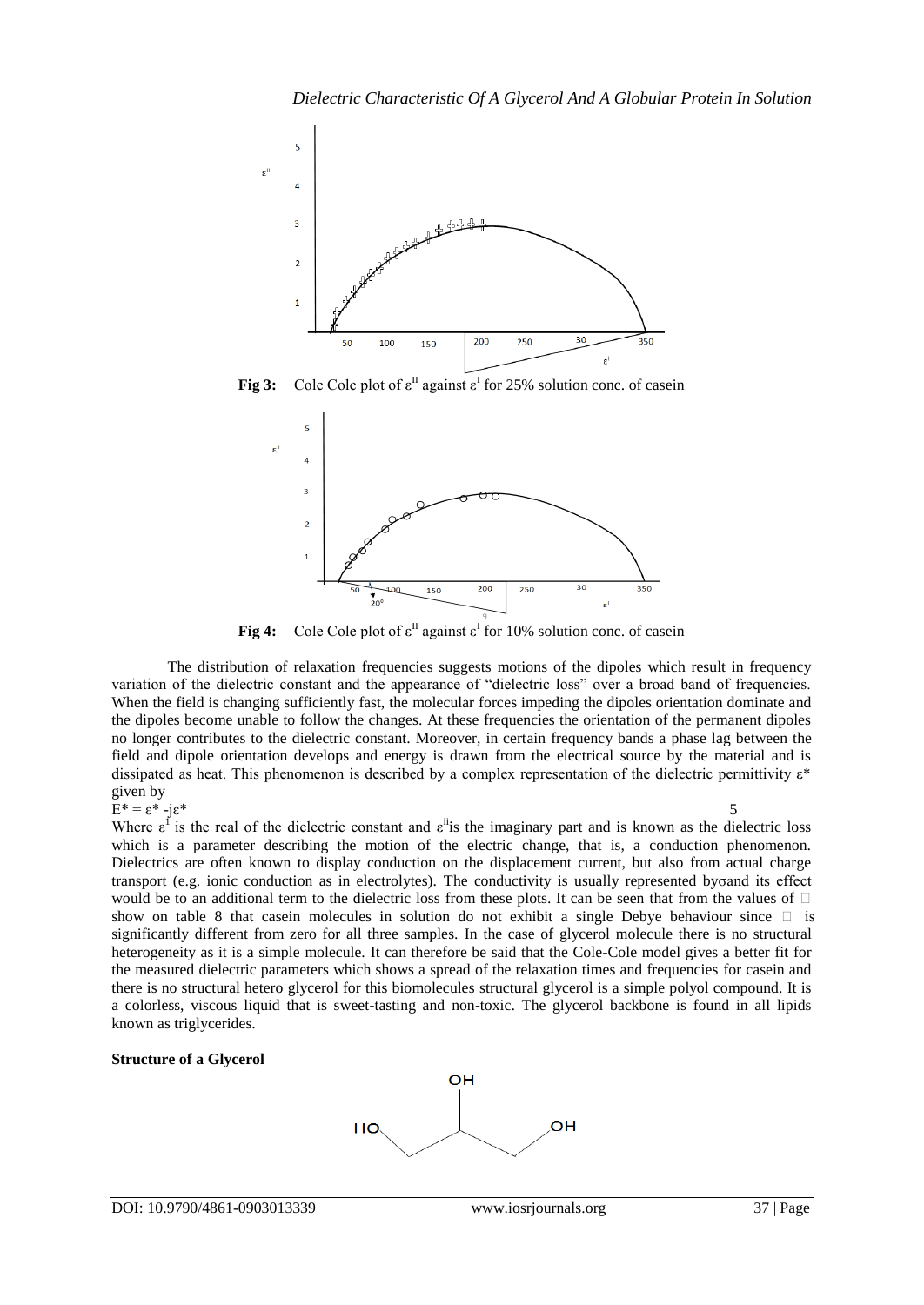5

$\varepsilon^{II}$

4

3

2

1

50 100 150 200 250 30 350

$\varepsilon^{I}$

**Fig 3:** Cole Cole plot of $\varepsilon^{II}$ against $\varepsilon^{I}$ for 25% solution conc. of casein

5

$\varepsilon^{II}$

4

3

2

1

50 100 150 200 250 30 350

20°

9

$\varepsilon^{I}$

**Fig 4:** Cole Cole plot of $\varepsilon^{II}$ against $\varepsilon^{I}$ for 10% solution conc. of casein

The distribution of relaxation frequencies suggests motions of the dipoles which result in frequency variation of the dielectric constant and the appearance of "dielectric loss" over a broad band of frequencies. When the field is changing sufficiently fast, the molecular forces impeding the dipoles orientation dominate and the dipoles become unable to follow the changes. At these frequencies the orientation of the permanent dipoles no longer contributes to the dielectric constant. Moreover, in certain frequency bands a phase lag between the field and dipole orientation develops and energy is drawn from the electrical source by the material and is dissipated as heat. This phenomenon is described by a complex representation of the dielectric permittivity $\varepsilon^*$ given by

$$E^* = \varepsilon^* - j\varepsilon^* \qquad 5$$

Where $\varepsilon^{I}$ is the real of the dielectric constant and $\varepsilon^{ii}$is the imaginary part and is known as the dielectric loss which is a parameter describing the motion of the electric change, that is, a conduction phenomenon. Dielectrics are often known to display conduction on the displacement current, but also from actual charge transport (e.g. ionic conduction as in electrolytes). The conductivity is usually represented by$\sigma$and its effect would be to an additional term to the dielectric loss from these plots. It can be seen that from the values of □ show on table 8 that casein molecules in solution do not exhibit a single Debye behaviour since □ is significantly different from zero for all three samples. In the case of glycerol molecule there is no structural heterogeneity as it is a simple molecule. It can therefore be said that the Cole-Cole model gives a better fit for the measured dielectric parameters which shows a spread of the relaxation times and frequencies for casein and there is no structural hetero glycerol for this biomolecules structural glycerol is a simple polyol compound. It is a colorless, viscous liquid that is sweet-tasting and non-toxic. The glycerol backbone is found in all lipids known as triglycerides.

**Structure of a Glycerol**

OH

HO OH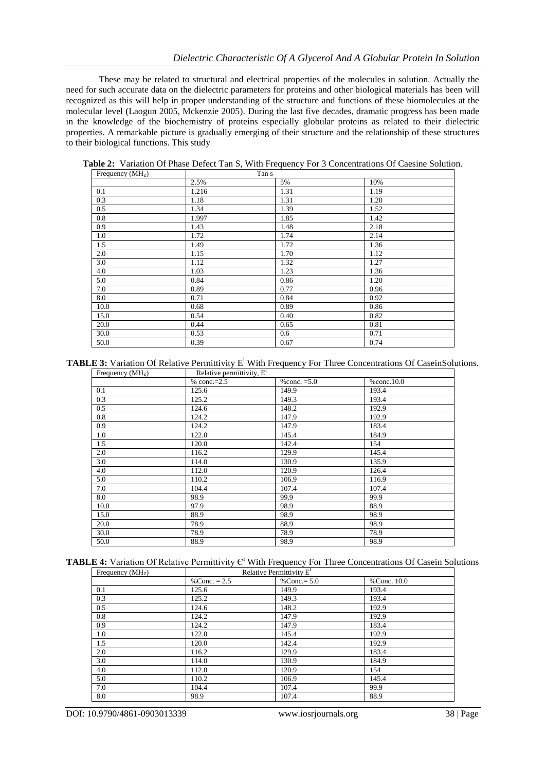These may be related to structural and electrical properties of the molecules in solution. Actually the need for such accurate data on the dielectric parameters for proteins and other biological materials has been will recognized as this will help in proper understanding of the structure and functions of these biomolecules at the molecular level (Laogun 2005, Mckenzie 2005). During the last five decades, dramatic progress has been made in the knowledge of the biochemistry of proteins especially globular proteins as related to their dielectric properties. A remarkable picture is gradually emerging of their structure and the relationship of these structures to their biological functions. This study

**Table 2:** Variation Of Phase Defect Tan S, With Frequency For 3 Concentrations Of Caesine Solution.

| Frequency ($MH_Z$) | Tan s | |
|---|---|---|
| | 2.5% | 5% | 10% |
| 0.1 | 1.216 | 1.31 | 1.19 |
| 0.3 | 1.18 | 1.31 | 1.20 |
| 0.5 | 1.34 | 1.39 | 1.52 |
| 0.8 | 1.997 | 1.85 | 1.42 |
| 0.9 | 1.43 | 1.48 | 2.18 |
| 1.0 | 1.72 | 1.74 | 2.14 |
| 1.5 | 1.49 | 1.72 | 1.36 |
| 2.0 | 1.15 | 1.70 | 1.12 |
| 3.0 | 1.12 | 1.32 | 1.27 |
| 4.0 | 1.03 | 1.23 | 1.36 |
| 5.0 | 0.84 | 0.86 | 1.20 |
| 7.0 | 0.89 | 0.77 | 0.96 |
| 8.0 | 0.71 | 0.84 | 0.92 |
| 10.0 | 0.68 | 0.89 | 0.86 |
| 15.0 | 0.54 | 0.40 | 0.82 |
| 20.0 | 0.44 | 0.65 | 0.81 |
| 30.0 | 0.53 | 0.6 | 0.71 |
| 50.0 | 0.39 | 0.67 | 0.74 |

**TABLE 3:** Variation Of Relative Permittivity $E^{i}$ With Frequency For Three Concentrations Of CaseinSolutions.

| Frequency ($MH_Z$) | Relative permittivity, $E^{i}$ | | |
|---|---|---|---|
| | % conc.=2.5 | %conc. =5.0 | %conc.10.0 |
| 0.1 | 125.6 | 149.9 | 193.4 |
| 0.3 | 125.2 | 149.3 | 193.4 |
| 0.5 | 124.6 | 148.2 | 192.9 |
| 0.8 | 124.2 | 147.9 | 192.9 |
| 0.9 | 124.2 | 147.9 | 183.4 |
| 1.0 | 122.0 | 145.4 | 184.9 |
| 1.5 | 120.0 | 142.4 | 154 |
| 2.0 | 116.2 | 129.9 | 145.4 |
| 3.0 | 114.0 | 130.9 | 135.9 |
| 4.0 | 112.0 | 120.9 | 126.4 |
| 5.0 | 110.2 | 106.9 | 116.9 |
| 7.0 | 104.4 | 107.4 | 107.4 |
| 8.0 | 98.9 | 99.9 | 99.9 |
| 10.0 | 97.9 | 98.9 | 88.9 |
| 15.0 | 88.9 | 98.9 | 98.9 |
| 20.0 | 78.9 | 88.9 | 98.9 |
| 30.0 | 78.9 | 78.9 | 78.9 |
| 50.0 | 88.9 | 98.9 | 98.9 |

**TABLE 4:** Variation Of Relative Permittivity $Є^{i}$ With Frequency For Three Concentrations Of Casein Solutions

| Frequency ($MH_Z$) | Relative Permittivity $E^{I}$ | | |
|---|---|---|---|
| | %Conc. = 2.5 | %Conc.= 5.0 | %Conc. 10.0 |
| 0.1 | 125.6 | 149.9 | 193.4 |
| 0.3 | 125.2 | 149.3 | 193.4 |
| 0.5 | 124.6 | 148.2 | 192.9 |
| 0.8 | 124.2 | 147.9 | 192.9 |
| 0.9 | 124.2 | 147.9 | 183.4 |
| 1.0 | 122.0 | 145.4 | 192.9 |
| 1.5 | 120.0 | 142.4 | 192.9 |
| 2.0 | 116.2 | 129.9 | 183.4 |
| 3.0 | 114.0 | 130.9 | 184.9 |
| 4.0 | 112.0 | 120.9 | 154 |
| 5.0 | 110.2 | 106.9 | 145.4 |
| 7.0 | 104.4 | 107.4 | 99.9 |
| 8.0 | 98.9 | 107.4 | 88.9 |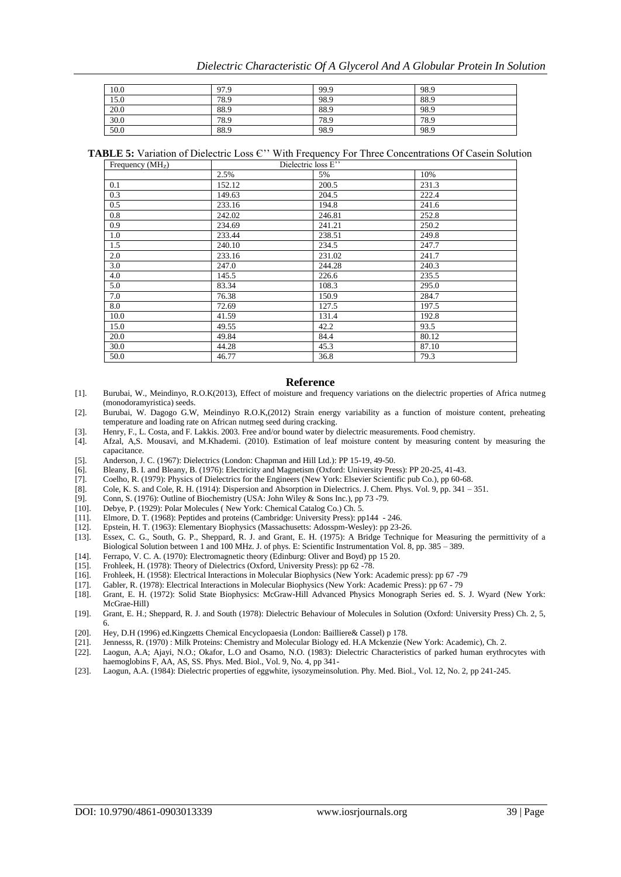| | | | |
|---|---|---|---|
| 10.0 | 97.9 | 99.9 | 98.9 |
| 15.0 | 78.9 | 98.9 | 88.9 |
| 20.0 | 88.9 | 88.9 | 98.9 |
| 30.0 | 78.9 | 78.9 | 78.9 |
| 50.0 | 88.9 | 98.9 | 98.9 |

**TABLE 5:** Variation of Dielectric Loss Є'' With Frequency For Three Concentrations Of Casein Solution

| Frequency ($MH_Z$) | Dielectric loss E'' | | |
|---|---|---|---|
| | 2.5% | 5% | 10% |
| 0.1 | 152.12 | 200.5 | 231.3 |
| 0.3 | 149.63 | 204.5 | 222.4 |
| 0.5 | 233.16 | 194.8 | 241.6 |
| 0.8 | 242.02 | 246.81 | 252.8 |
| 0.9 | 234.69 | 241.21 | 250.2 |
| 1.0 | 233.44 | 238.51 | 249.8 |
| 1.5 | 240.10 | 234.5 | 247.7 |
| 2.0 | 233.16 | 231.02 | 241.7 |
| 3.0 | 247.0 | 244.28 | 240.3 |
| 4.0 | 145.5 | 226.6 | 235.5 |
| 5.0 | 83.34 | 108.3 | 295.0 |
| 7.0 | 76.38 | 150.9 | 284.7 |
| 8.0 | 72.69 | 127.5 | 197.5 |
| 10.0 | 41.59 | 131.4 | 192.8 |
| 15.0 | 49.55 | 42.2 | 93.5 |
| 20.0 | 49.84 | 84.4 | 80.12 |
| 30.0 | 44.28 | 45.3 | 87.10 |
| 50.0 | 46.77 | 36.8 | 79.3 |

## Reference

[1]. Burubai, W., Meindinyo, R.O.K(2013), Effect of moisture and frequency variations on the dielectric properties of Africa nutmeg (monodoramyristica) seeds.

[2]. Burubai, W. Dagogo G.W, Meindinyo R.O.K,(2012) Strain energy variability as a function of moisture content, preheating temperature and loading rate on African nutmeg seed during cracking.

[3]. Henry, F., L. Costa, and F. Lakkis. 2003. Free and/or bound water by dielectric measurements. Food chemistry.

[4]. Afzal, A,S. Mousavi, and M.Khademi. (2010). Estimation of leaf moisture content by measuring content by measuring the capacitance.

[5]. Anderson, J. C. (1967): Dielectrics (London: Chapman and Hill Ltd.): PP 15-19, 49-50.

[6]. Bleany, B. I. and Bleany, B. (1976): Electricity and Magnetism (Oxford: University Press): PP 20-25, 41-43.

[7]. Coelho, R. (1979): Physics of Dielectrics for the Engineers (New York: Elsevier Scientific pub Co.), pp 60-68.

[8]. Cole, K. S. and Cole, R. H. (1914): Dispersion and Absorption in Dielectrics. J. Chem. Phys. Vol. 9, pp. 341 – 351.

[9]. Conn, S. (1976): Outline of Biochemistry (USA: John Wiley & Sons Inc.), pp 73 -79.

[10]. Debye, P. (1929): Polar Molecules ( New York: Chemical Catalog Co.) Ch. 5.

[11]. Elmore, D. T. (1968): Peptides and proteins (Cambridge: University Press): pp144 - 246.

[12]. Epstein, H. T. (1963): Elementary Biophysics (Massachusetts: Adosspm-Wesley): pp 23-26.

[13]. Essex, C. G., South, G. P., Sheppard, R. J. and Grant, E. H. (1975): A Bridge Technique for Measuring the permittivity of a Biological Solution between 1 and 100 MHz. J. of phys. E: Scientific Instrumentation Vol. 8, pp. 385 – 389.

[14]. Ferrapo, V. C. A. (1970): Electromagnetic theory (Edinburg: Oliver and Boyd) pp 15 20.

[15]. Frohleek, H. (1978): Theory of Dielectrics (Oxford, University Press): pp 62 -78.

[16]. Frohleek, H. (1958): Electrical Interactions in Molecular Biophysics (New York: Academic press): pp 67 -79

[17]. Gabler, R. (1978): Electrical Interactions in Molecular Biophysics (New York: Academic Press): pp 67 - 79

[18]. Grant, E. H. (1972): Solid State Biophysics: McGraw-Hill Advanced Physics Monograph Series ed. S. J. Wyard (New York: McGrae-Hill)

[19]. Grant, E. H.; Sheppard, R. J. and South (1978): Dielectric Behaviour of Molecules in Solution (Oxford: University Press) Ch. 2, 5, 6.

[20]. Hey, D.H (1996) ed.Kingzetts Chemical Encyclopaesia (London: Bailliere& Cassel) p 178.

[21]. Jennesss, R. (1970) : Milk Proteins: Chemistry and Molecular Biology ed. H.A Mckenzie (New York: Academic), Ch. 2.

[22]. Laogun, A.A; Ajayi, N.O.; Okafor, L.O and Osamo, N.O. (1983): Dielectric Characteristics of parked human erythrocytes with haemoglobins F, AA, AS, SS. Phys. Med. Biol., Vol. 9, No. 4, pp 341-

[23]. Laogun, A.A. (1984): Dielectric properties of eggwhite, iysozymeinsolution. Phy. Med. Biol., Vol. 12, No. 2, pp 241-245.